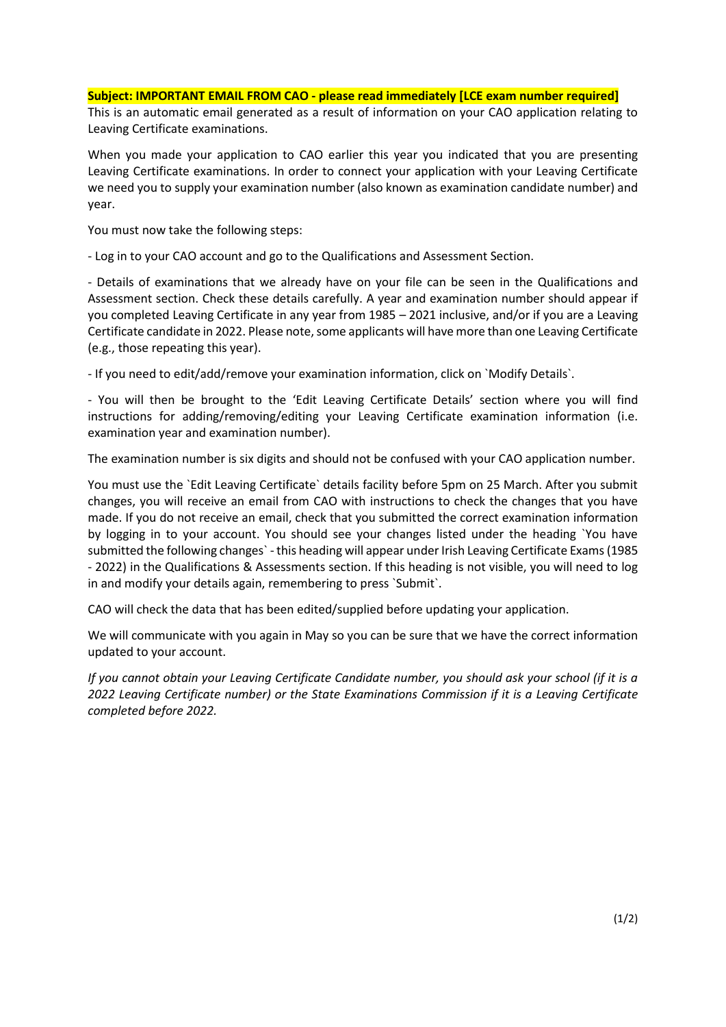**Subject: IMPORTANT EMAIL FROM CAO - please read immediately [LCE exam number required]**

This is an automatic email generated as a result of information on your CAO application relating to Leaving Certificate examinations.

When you made your application to CAO earlier this year you indicated that you are presenting Leaving Certificate examinations. In order to connect your application with your Leaving Certificate we need you to supply your examination number (also known as examination candidate number) and year.

You must now take the following steps:

- Log in to your CAO account and go to the Qualifications and Assessment Section.

- Details of examinations that we already have on your file can be seen in the Qualifications and Assessment section. Check these details carefully. A year and examination number should appear if you completed Leaving Certificate in any year from 1985 – 2021 inclusive, and/or if you are a Leaving Certificate candidate in 2022. Please note, some applicants will have more than one Leaving Certificate (e.g., those repeating this year).

- If you need to edit/add/remove your examination information, click on `Modify Details`.

- You will then be brought to the 'Edit Leaving Certificate Details' section where you will find instructions for adding/removing/editing your Leaving Certificate examination information (i.e. examination year and examination number).

The examination number is six digits and should not be confused with your CAO application number.

You must use the `Edit Leaving Certificate` details facility before 5pm on 25 March. After you submit changes, you will receive an email from CAO with instructions to check the changes that you have made. If you do not receive an email, check that you submitted the correct examination information by logging in to your account. You should see your changes listed under the heading `You have submitted the following changes` - this heading will appear under Irish Leaving Certificate Exams (1985 - 2022) in the Qualifications & Assessments section. If this heading is not visible, you will need to log in and modify your details again, remembering to press `Submit`.

CAO will check the data that has been edited/supplied before updating your application.

We will communicate with you again in May so you can be sure that we have the correct information updated to your account.

*If you cannot obtain your Leaving Certificate Candidate number, you should ask your school (if it is a 2022 Leaving Certificate number) or the State Examinations Commission if it is a Leaving Certificate completed before 2022.*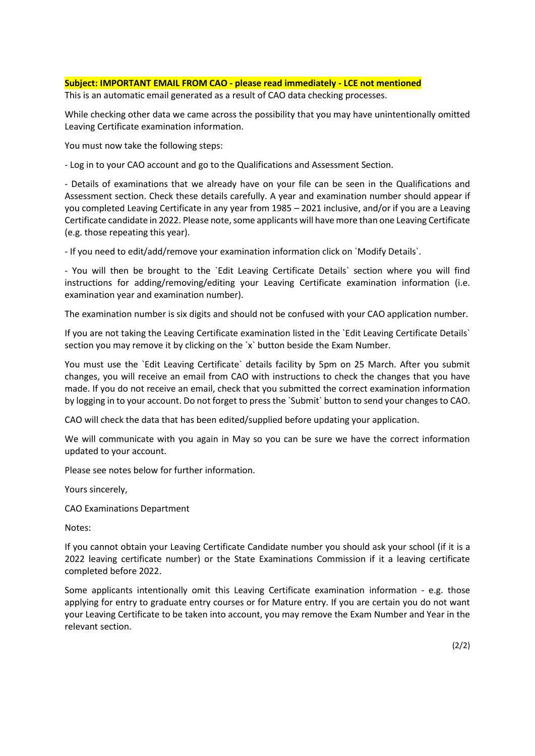**Subject: IMPORTANT EMAIL FROM CAO - please read immediately - LCE not mentioned**

This is an automatic email generated as a result of CAO data checking processes.

While checking other data we came across the possibility that you may have unintentionally omitted Leaving Certificate examination information.

You must now take the following steps:

- Log in to your CAO account and go to the Qualifications and Assessment Section.

- Details of examinations that we already have on your file can be seen in the Qualifications and Assessment section. Check these details carefully. A year and examination number should appear if you completed Leaving Certificate in any year from 1985 – 2021 inclusive, and/or if you are a Leaving Certificate candidate in 2022. Please note, some applicants will have more than one Leaving Certificate (e.g. those repeating this year).

- If you need to edit/add/remove your examination information click on `Modify Details`.

- You will then be brought to the `Edit Leaving Certificate Details` section where you will find instructions for adding/removing/editing your Leaving Certificate examination information (i.e. examination year and examination number).

The examination number is six digits and should not be confused with your CAO application number.

If you are not taking the Leaving Certificate examination listed in the `Edit Leaving Certificate Details` section you may remove it by clicking on the `x` button beside the Exam Number.

You must use the `Edit Leaving Certificate` details facility by 5pm on 25 March. After you submit changes, you will receive an email from CAO with instructions to check the changes that you have made. If you do not receive an email, check that you submitted the correct examination information by logging in to your account. Do not forget to press the `Submit` button to send your changes to CAO.

CAO will check the data that has been edited/supplied before updating your application.

We will communicate with you again in May so you can be sure we have the correct information updated to your account.

Please see notes below for further information.

Yours sincerely,

CAO Examinations Department

Notes:

If you cannot obtain your Leaving Certificate Candidate number you should ask your school (if it is a 2022 leaving certificate number) or the State Examinations Commission if it a leaving certificate completed before 2022.

Some applicants intentionally omit this Leaving Certificate examination information - e.g. those applying for entry to graduate entry courses or for Mature entry. If you are certain you do not want your Leaving Certificate to be taken into account, you may remove the Exam Number and Year in the relevant section.